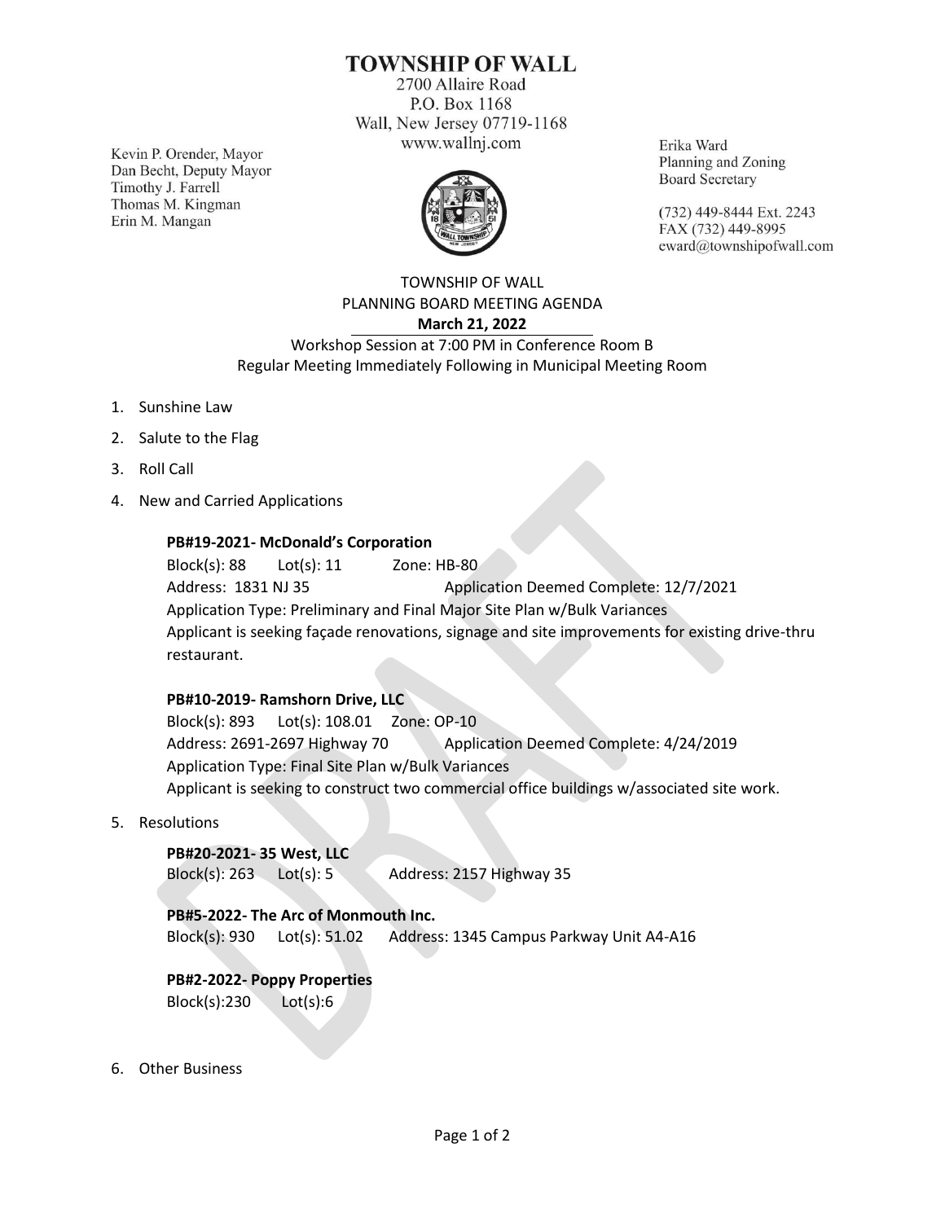# TOWNSHIP OF WALL

2700 Allaire Road
P.O. Box 1168
Wall, New Jersey 07719-1168
www.wallnj.com

Kevin P. Orender, Mayor
Dan Becht, Deputy Mayor
Timothy J. Farrell
Thomas M. Kingman
Erin M. Mangan

Erika Ward
Planning and Zoning
Board Secretary

(732) 449-8444 Ext. 2243
FAX (732) 449-8995
eward@townshipofwall.com

TOWNSHIP OF WALL
PLANNING BOARD MEETING AGENDA
**March 21, 2022**
Workshop Session at 7:00 PM in Conference Room B
Regular Meeting Immediately Following in Municipal Meeting Room

1. Sunshine Law
2. Salute to the Flag
3. Roll Call
4. New and Carried Applications

   **PB#19-2021- McDonald's Corporation**
   Block(s): 88 Lot(s): 11 Zone: HB-80
   Address: 1831 NJ 35 Application Deemed Complete: 12/7/2021
   Application Type: Preliminary and Final Major Site Plan w/Bulk Variances
   Applicant is seeking façade renovations, signage and site improvements for existing drive-thru restaurant.

   **PB#10-2019- Ramshorn Drive, LLC**
   Block(s): 893 Lot(s): 108.01 Zone: OP-10
   Address: 2691-2697 Highway 70 Application Deemed Complete: 4/24/2019
   Application Type: Final Site Plan w/Bulk Variances
   Applicant is seeking to construct two commercial office buildings w/associated site work.

5. Resolutions

   **PB#20-2021- 35 West, LLC**
   Block(s): 263 Lot(s): 5 Address: 2157 Highway 35

   **PB#5-2022- The Arc of Monmouth Inc.**
   Block(s): 930 Lot(s): 51.02 Address: 1345 Campus Parkway Unit A4-A16

   **PB#2-2022- Poppy Properties**
   Block(s):230 Lot(s):6

6. Other Business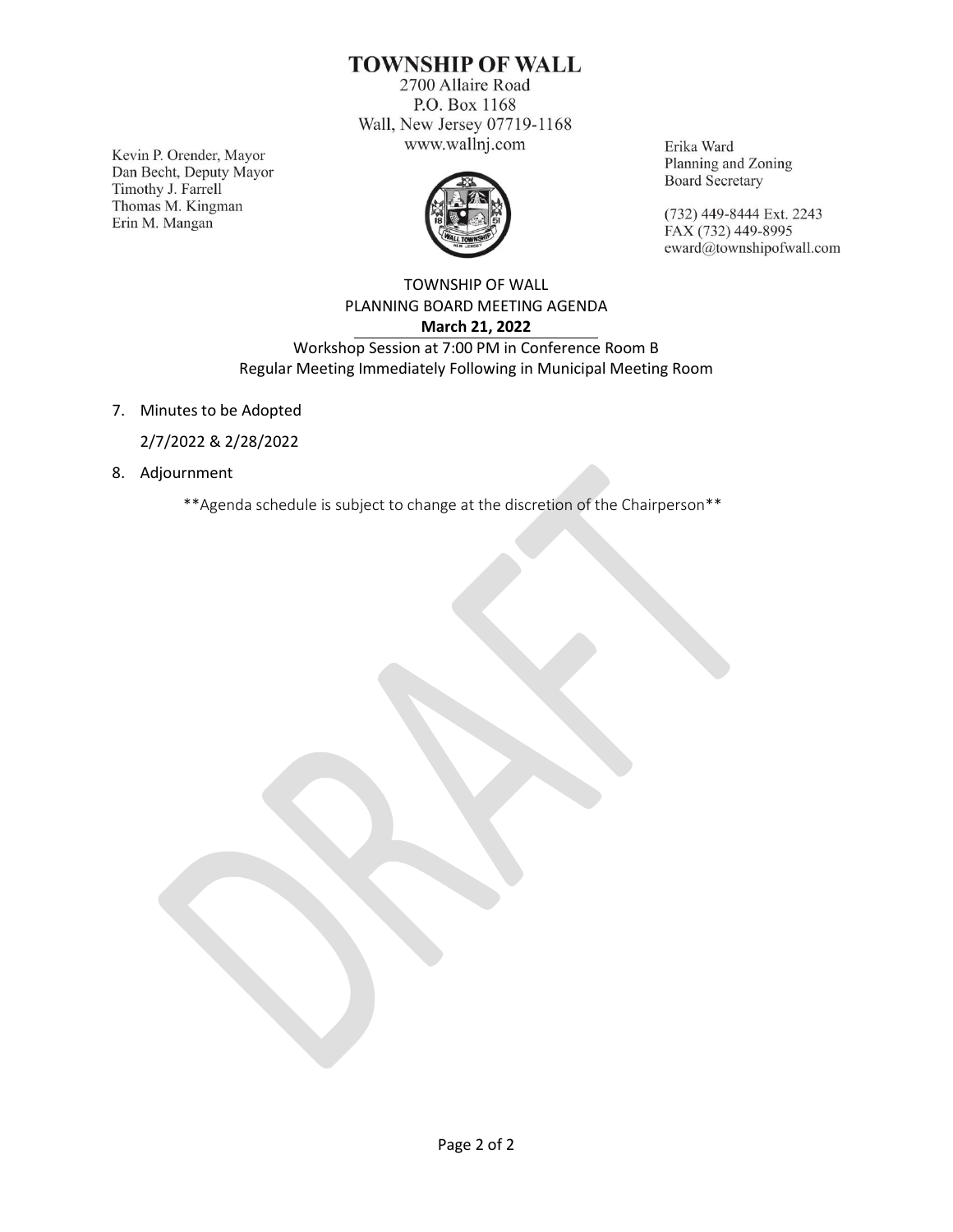# TOWNSHIP OF WALL

2700 Allaire Road
P.O. Box 1168
Wall, New Jersey 07719-1168
www.wallnj.com

Kevin P. Orender, Mayor
Dan Becht, Deputy Mayor
Timothy J. Farrell
Thomas M. Kingman
Erin M. Mangan

Erika Ward
Planning and Zoning
Board Secretary

(732) 449-8444 Ext. 2243
FAX (732) 449-8995
eward@townshipofwall.com

TOWNSHIP OF WALL
PLANNING BOARD MEETING AGENDA
**March 21, 2022**
Workshop Session at 7:00 PM in Conference Room B
Regular Meeting Immediately Following in Municipal Meeting Room

7. Minutes to be Adopted

   2/7/2022 & 2/28/2022

8. Adjournment

**Agenda schedule is subject to change at the discretion of the Chairperson**

DRAFT